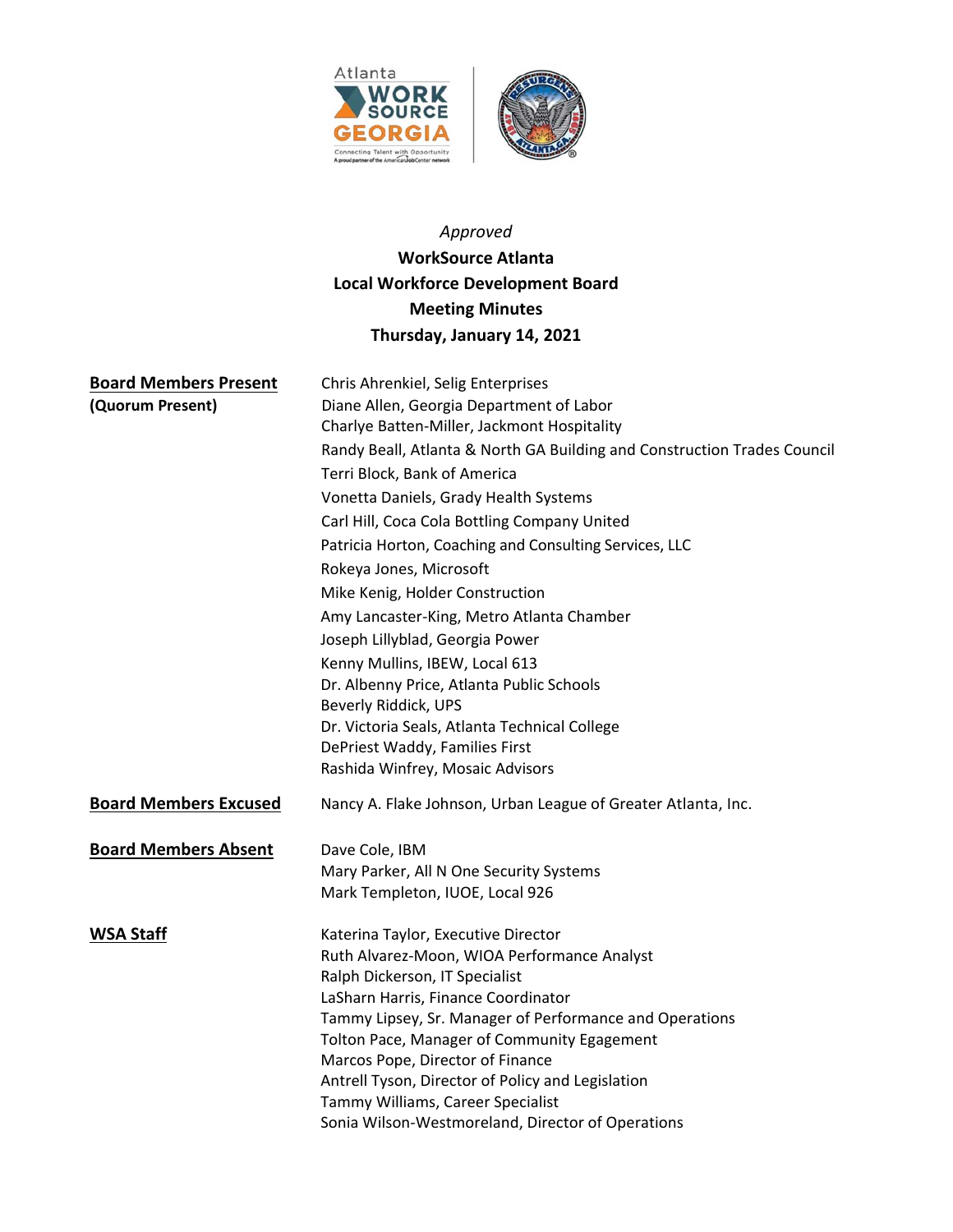*Approved*

**WorkSource Atlanta**
**Local Workforce Development Board**
**Meeting Minutes**
**Thursday, January 14, 2021**

| | |
|---|---|
| **Board Members Present** **(Quorum Present)** | Chris Ahrenkiel, Selig Enterprises<br>Diane Allen, Georgia Department of Labor<br>Charlye Batten-Miller, Jackmont Hospitality<br>Randy Beall, Atlanta & North GA Building and Construction Trades Council<br>Terri Block, Bank of America<br>Vonetta Daniels, Grady Health Systems<br>Carl Hill, Coca Cola Bottling Company United<br>Patricia Horton, Coaching and Consulting Services, LLC<br>Rokeya Jones, Microsoft<br>Mike Kenig, Holder Construction<br>Amy Lancaster-King, Metro Atlanta Chamber<br>Joseph Lillyblad, Georgia Power<br>Kenny Mullins, IBEW, Local 613<br>Dr. Albenny Price, Atlanta Public Schools<br>Beverly Riddick, UPS<br>Dr. Victoria Seals, Atlanta Technical College<br>DePriest Waddy, Families First<br>Rashida Winfrey, Mosaic Advisors |
| **Board Members Excused** | Nancy A. Flake Johnson, Urban League of Greater Atlanta, Inc. |
| **Board Members Absent** | Dave Cole, IBM<br>Mary Parker, All N One Security Systems<br>Mark Templeton, IUOE, Local 926 |
| **WSA Staff** | Katerina Taylor, Executive Director<br>Ruth Alvarez-Moon, WIOA Performance Analyst<br>Ralph Dickerson, IT Specialist<br>LaSharn Harris, Finance Coordinator<br>Tammy Lipsey, Sr. Manager of Performance and Operations<br>Tolton Pace, Manager of Community Egagement<br>Marcos Pope, Director of Finance<br>Antrell Tyson, Director of Policy and Legislation<br>Tammy Williams, Career Specialist<br>Sonia Wilson-Westmoreland, Director of Operations |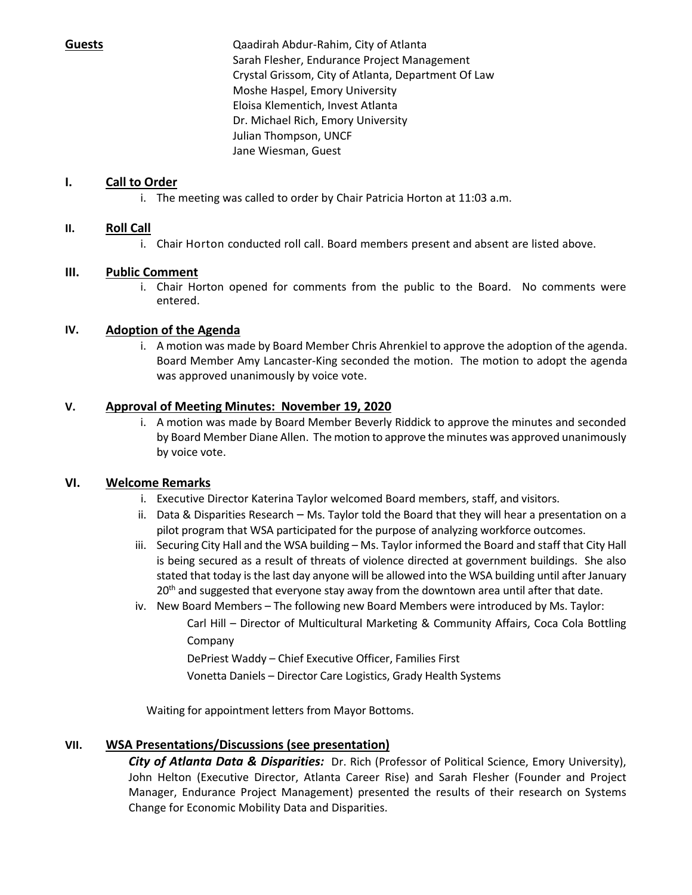**Guests**

Qaadirah Abdur-Rahim, City of Atlanta
Sarah Flesher, Endurance Project Management
Crystal Grissom, City of Atlanta, Department Of Law
Moshe Haspel, Emory University
Eloisa Klementich, Invest Atlanta
Dr. Michael Rich, Emory University
Julian Thompson, UNCF
Jane Wiesman, Guest

## I. Call to Order

i. The meeting was called to order by Chair Patricia Horton at 11:03 a.m.

## II. Roll Call

i. Chair Horton conducted roll call. Board members present and absent are listed above.

## III. Public Comment

i. Chair Horton opened for comments from the public to the Board. No comments were entered.

## IV. Adoption of the Agenda

i. A motion was made by Board Member Chris Ahrenkiel to approve the adoption of the agenda. Board Member Amy Lancaster-King seconded the motion. The motion to adopt the agenda was approved unanimously by voice vote.

## V. Approval of Meeting Minutes: November 19, 2020

i. A motion was made by Board Member Beverly Riddick to approve the minutes and seconded by Board Member Diane Allen. The motion to approve the minutes was approved unanimously by voice vote.

## VI. Welcome Remarks

i. Executive Director Katerina Taylor welcomed Board members, staff, and visitors.

ii. Data & Disparities Research – Ms. Taylor told the Board that they will hear a presentation on a pilot program that WSA participated for the purpose of analyzing workforce outcomes.

iii. Securing City Hall and the WSA building – Ms. Taylor informed the Board and staff that City Hall is being secured as a result of threats of violence directed at government buildings. She also stated that today is the last day anyone will be allowed into the WSA building until after January 20th and suggested that everyone stay away from the downtown area until after that date.

iv. New Board Members – The following new Board Members were introduced by Ms. Taylor:

Carl Hill – Director of Multicultural Marketing & Community Affairs, Coca Cola Bottling Company

DePriest Waddy – Chief Executive Officer, Families First

Vonetta Daniels – Director Care Logistics, Grady Health Systems

Waiting for appointment letters from Mayor Bottoms.

## VII. WSA Presentations/Discussions (see presentation)

***City of Atlanta Data & Disparities:*** Dr. Rich (Professor of Political Science, Emory University), John Helton (Executive Director, Atlanta Career Rise) and Sarah Flesher (Founder and Project Manager, Endurance Project Management) presented the results of their research on Systems Change for Economic Mobility Data and Disparities.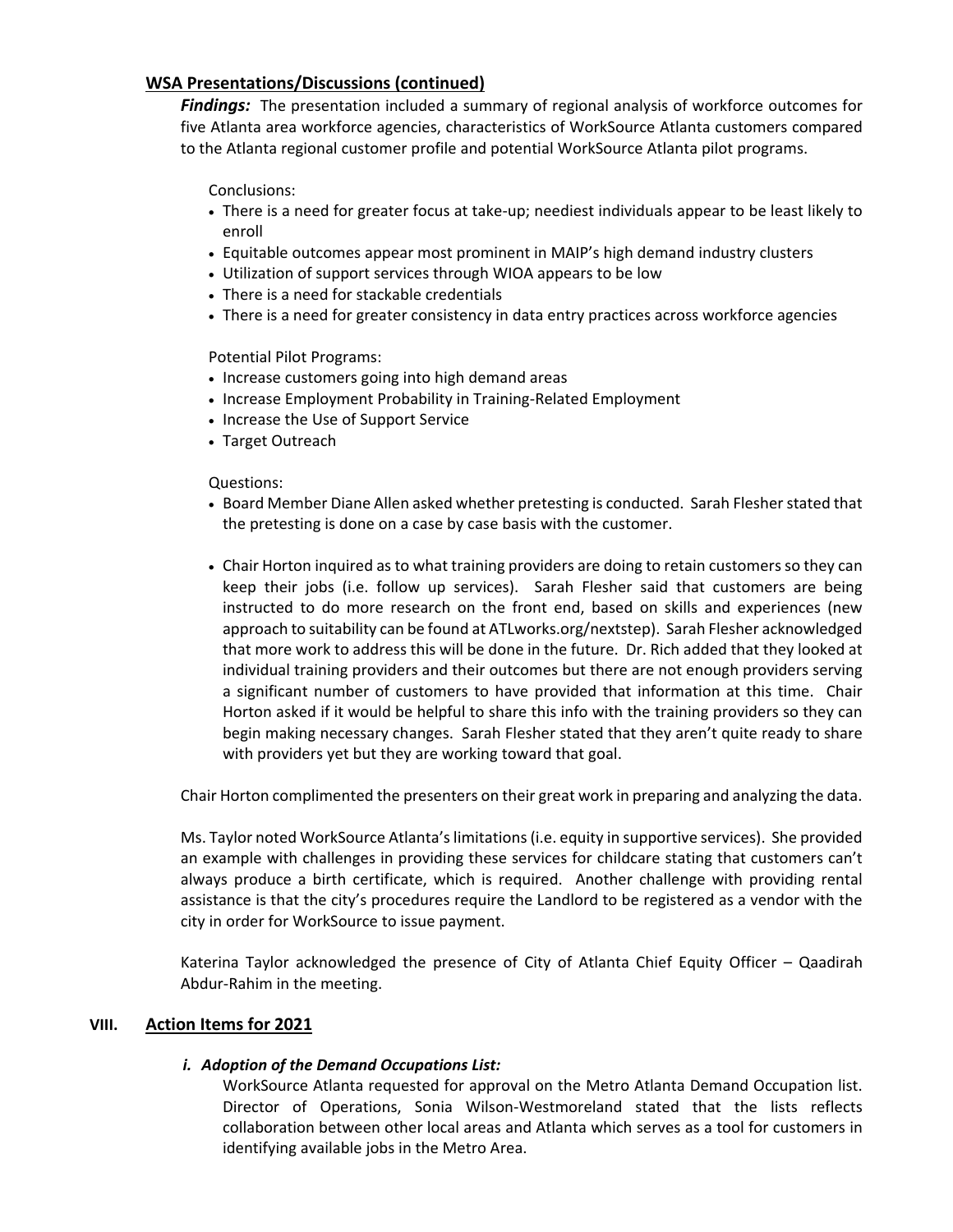## WSA Presentations/Discussions (continued)

***Findings:*** The presentation included a summary of regional analysis of workforce outcomes for five Atlanta area workforce agencies, characteristics of WorkSource Atlanta customers compared to the Atlanta regional customer profile and potential WorkSource Atlanta pilot programs.

Conclusions:

- There is a need for greater focus at take-up; neediest individuals appear to be least likely to enroll
- Equitable outcomes appear most prominent in MAIP's high demand industry clusters
- Utilization of support services through WIOA appears to be low
- There is a need for stackable credentials
- There is a need for greater consistency in data entry practices across workforce agencies

Potential Pilot Programs:

- Increase customers going into high demand areas
- Increase Employment Probability in Training-Related Employment
- Increase the Use of Support Service
- Target Outreach

Questions:

- Board Member Diane Allen asked whether pretesting is conducted. Sarah Flesher stated that the pretesting is done on a case by case basis with the customer.

- Chair Horton inquired as to what training providers are doing to retain customers so they can keep their jobs (i.e. follow up services). Sarah Flesher said that customers are being instructed to do more research on the front end, based on skills and experiences (new approach to suitability can be found at ATLworks.org/nextstep). Sarah Flesher acknowledged that more work to address this will be done in the future. Dr. Rich added that they looked at individual training providers and their outcomes but there are not enough providers serving a significant number of customers to have provided that information at this time. Chair Horton asked if it would be helpful to share this info with the training providers so they can begin making necessary changes. Sarah Flesher stated that they aren't quite ready to share with providers yet but they are working toward that goal.

Chair Horton complimented the presenters on their great work in preparing and analyzing the data.

Ms. Taylor noted WorkSource Atlanta's limitations (i.e. equity in supportive services). She provided an example with challenges in providing these services for childcare stating that customers can't always produce a birth certificate, which is required. Another challenge with providing rental assistance is that the city's procedures require the Landlord to be registered as a vendor with the city in order for WorkSource to issue payment.

Katerina Taylor acknowledged the presence of City of Atlanta Chief Equity Officer – Qaadirah Abdur-Rahim in the meeting.

## VIII. Action Items for 2021

***i. Adoption of the Demand Occupations List:***

WorkSource Atlanta requested for approval on the Metro Atlanta Demand Occupation list. Director of Operations, Sonia Wilson-Westmoreland stated that the lists reflects collaboration between other local areas and Atlanta which serves as a tool for customers in identifying available jobs in the Metro Area.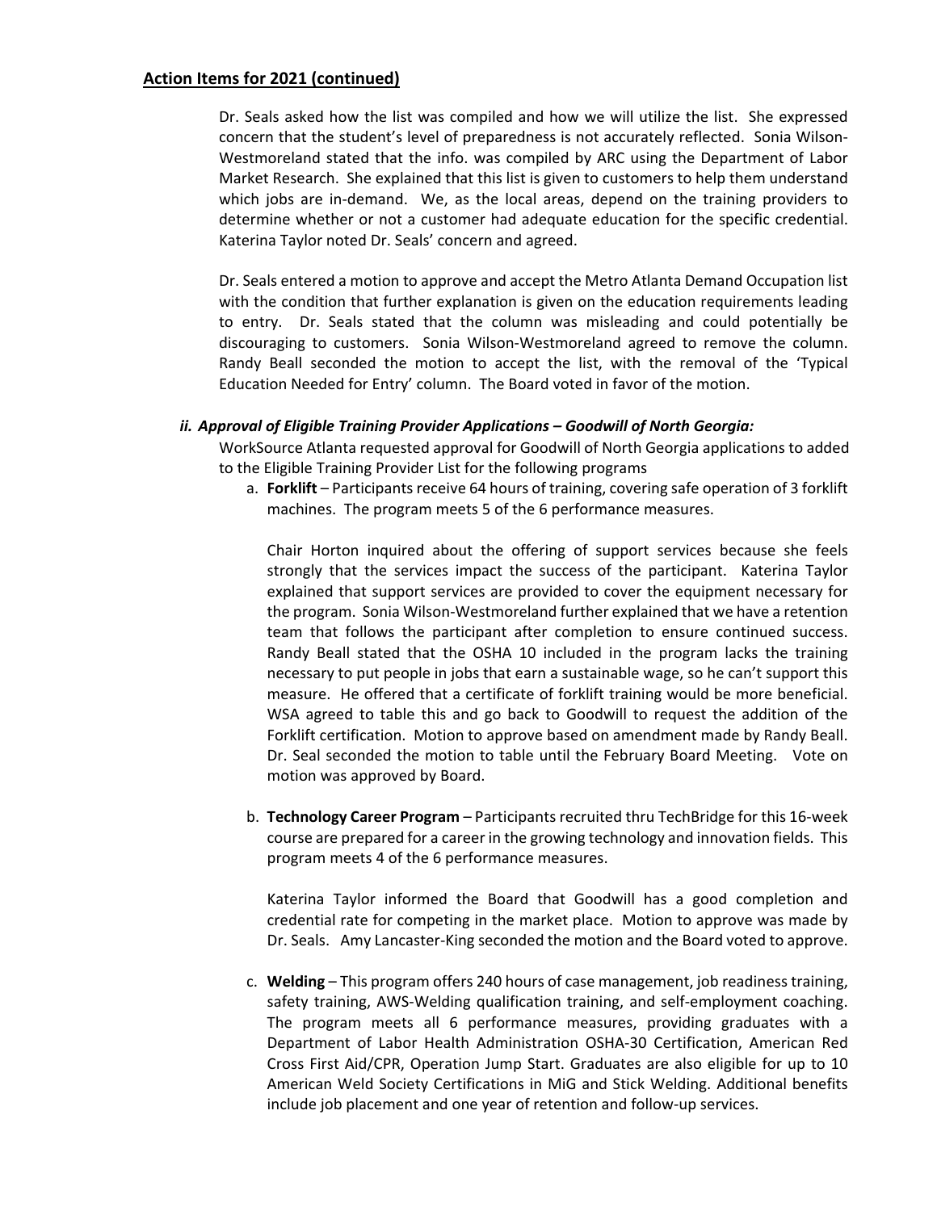## Action Items for 2021 (continued)

Dr. Seals asked how the list was compiled and how we will utilize the list. She expressed concern that the student's level of preparedness is not accurately reflected. Sonia Wilson-Westmoreland stated that the info. was compiled by ARC using the Department of Labor Market Research. She explained that this list is given to customers to help them understand which jobs are in-demand. We, as the local areas, depend on the training providers to determine whether or not a customer had adequate education for the specific credential. Katerina Taylor noted Dr. Seals' concern and agreed.

Dr. Seals entered a motion to approve and accept the Metro Atlanta Demand Occupation list with the condition that further explanation is given on the education requirements leading to entry. Dr. Seals stated that the column was misleading and could potentially be discouraging to customers. Sonia Wilson-Westmoreland agreed to remove the column. Randy Beall seconded the motion to accept the list, with the removal of the 'Typical Education Needed for Entry' column. The Board voted in favor of the motion.

***ii. Approval of Eligible Training Provider Applications – Goodwill of North Georgia:***

WorkSource Atlanta requested approval for Goodwill of North Georgia applications to added to the Eligible Training Provider List for the following programs

a. **Forklift** – Participants receive 64 hours of training, covering safe operation of 3 forklift machines. The program meets 5 of the 6 performance measures.

   Chair Horton inquired about the offering of support services because she feels strongly that the services impact the success of the participant. Katerina Taylor explained that support services are provided to cover the equipment necessary for the program. Sonia Wilson-Westmoreland further explained that we have a retention team that follows the participant after completion to ensure continued success. Randy Beall stated that the OSHA 10 included in the program lacks the training necessary to put people in jobs that earn a sustainable wage, so he can't support this measure. He offered that a certificate of forklift training would be more beneficial. WSA agreed to table this and go back to Goodwill to request the addition of the Forklift certification. Motion to approve based on amendment made by Randy Beall. Dr. Seal seconded the motion to table until the February Board Meeting. Vote on motion was approved by Board.

b. **Technology Career Program** – Participants recruited thru TechBridge for this 16-week course are prepared for a career in the growing technology and innovation fields. This program meets 4 of the 6 performance measures.

   Katerina Taylor informed the Board that Goodwill has a good completion and credential rate for competing in the market place. Motion to approve was made by Dr. Seals. Amy Lancaster-King seconded the motion and the Board voted to approve.

c. **Welding** – This program offers 240 hours of case management, job readiness training, safety training, AWS-Welding qualification training, and self-employment coaching. The program meets all 6 performance measures, providing graduates with a Department of Labor Health Administration OSHA-30 Certification, American Red Cross First Aid/CPR, Operation Jump Start. Graduates are also eligible for up to 10 American Weld Society Certifications in MiG and Stick Welding. Additional benefits include job placement and one year of retention and follow-up services.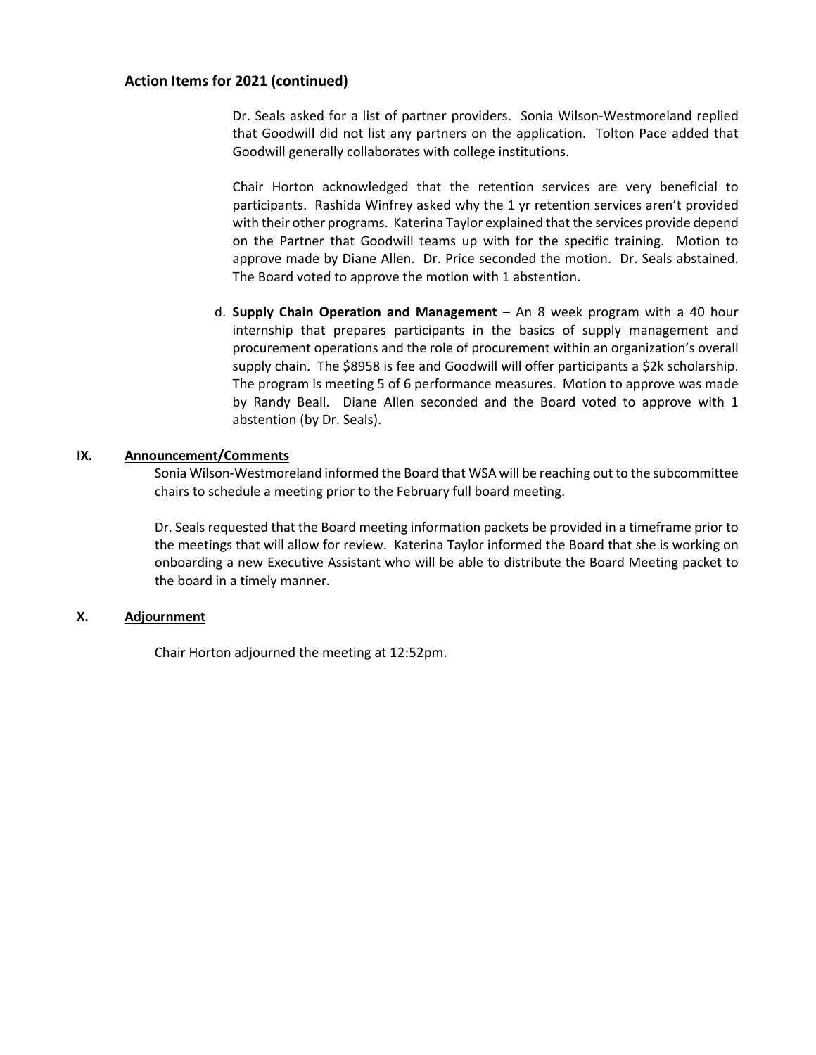## Action Items for 2021 (continued)

Dr. Seals asked for a list of partner providers. Sonia Wilson-Westmoreland replied that Goodwill did not list any partners on the application. Tolton Pace added that Goodwill generally collaborates with college institutions.

Chair Horton acknowledged that the retention services are very beneficial to participants. Rashida Winfrey asked why the 1 yr retention services aren't provided with their other programs. Katerina Taylor explained that the services provide depend on the Partner that Goodwill teams up with for the specific training. Motion to approve made by Diane Allen. Dr. Price seconded the motion. Dr. Seals abstained. The Board voted to approve the motion with 1 abstention.

d. **Supply Chain Operation and Management** – An 8 week program with a 40 hour internship that prepares participants in the basics of supply management and procurement operations and the role of procurement within an organization's overall supply chain. The $8958 is fee and Goodwill will offer participants a $2k scholarship. The program is meeting 5 of 6 performance measures. Motion to approve was made by Randy Beall. Diane Allen seconded and the Board voted to approve with 1 abstention (by Dr. Seals).

## IX. Announcement/Comments

Sonia Wilson-Westmoreland informed the Board that WSA will be reaching out to the subcommittee chairs to schedule a meeting prior to the February full board meeting.

Dr. Seals requested that the Board meeting information packets be provided in a timeframe prior to the meetings that will allow for review. Katerina Taylor informed the Board that she is working on onboarding a new Executive Assistant who will be able to distribute the Board Meeting packet to the board in a timely manner.

## X. Adjournment

Chair Horton adjourned the meeting at 12:52pm.